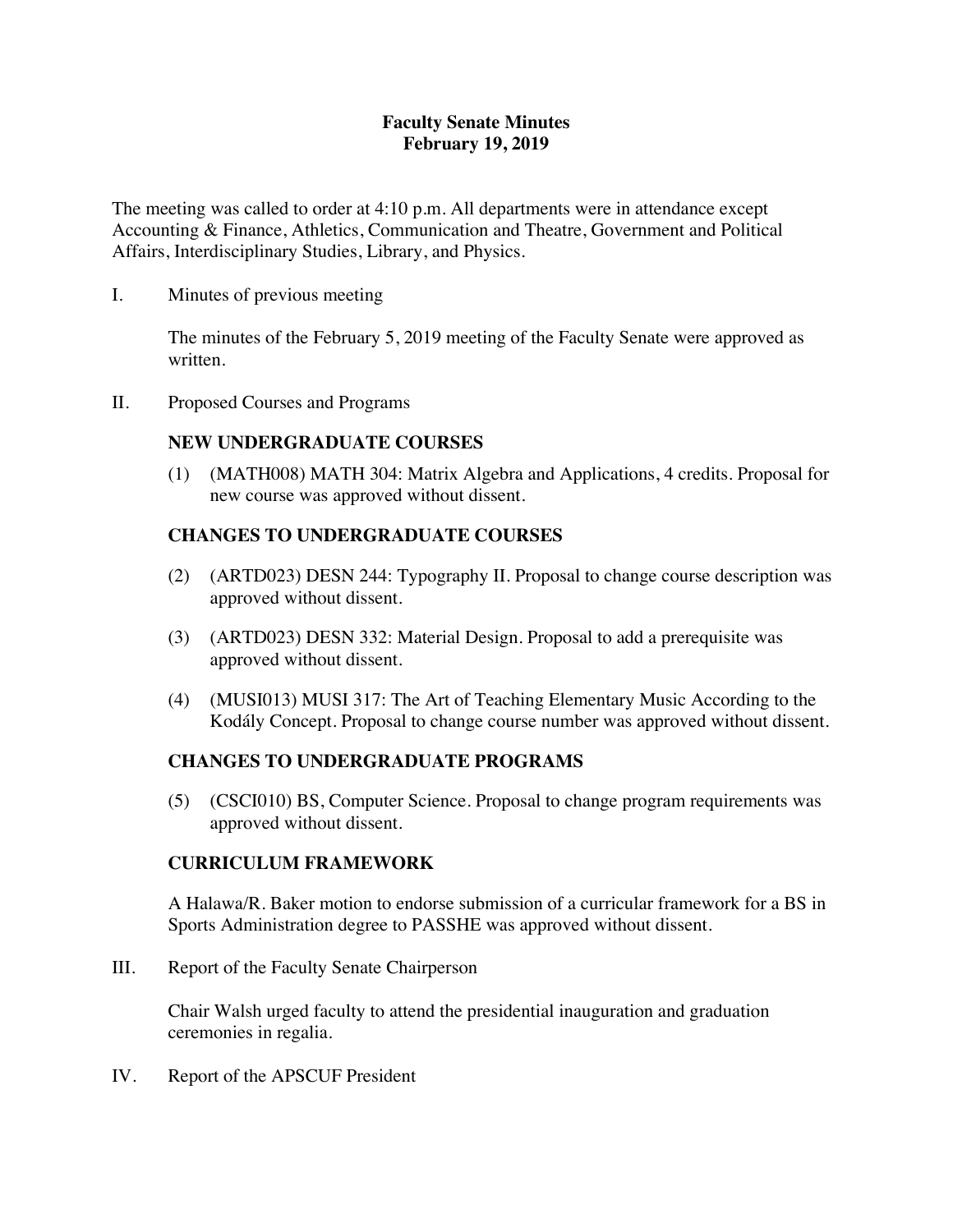# Faculty Senate Minutes
## February 19, 2019

The meeting was called to order at 4:10 p.m. All departments were in attendance except Accounting & Finance, Athletics, Communication and Theatre, Government and Political Affairs, Interdisciplinary Studies, Library, and Physics.

I. Minutes of previous meeting

The minutes of the February 5, 2019 meeting of the Faculty Senate were approved as written.

II. Proposed Courses and Programs

**NEW UNDERGRADUATE COURSES**

(1) (MATH008) MATH 304: Matrix Algebra and Applications, 4 credits. Proposal for new course was approved without dissent.

**CHANGES TO UNDERGRADUATE COURSES**

(2) (ARTD023) DESN 244: Typography II. Proposal to change course description was approved without dissent.

(3) (ARTD023) DESN 332: Material Design. Proposal to add a prerequisite was approved without dissent.

(4) (MUSI013) MUSI 317: The Art of Teaching Elementary Music According to the Kodály Concept. Proposal to change course number was approved without dissent.

**CHANGES TO UNDERGRADUATE PROGRAMS**

(5) (CSCI010) BS, Computer Science. Proposal to change program requirements was approved without dissent.

**CURRICULUM FRAMEWORK**

A Halawa/R. Baker motion to endorse submission of a curricular framework for a BS in Sports Administration degree to PASSHE was approved without dissent.

III. Report of the Faculty Senate Chairperson

Chair Walsh urged faculty to attend the presidential inauguration and graduation ceremonies in regalia.

IV. Report of the APSCUF President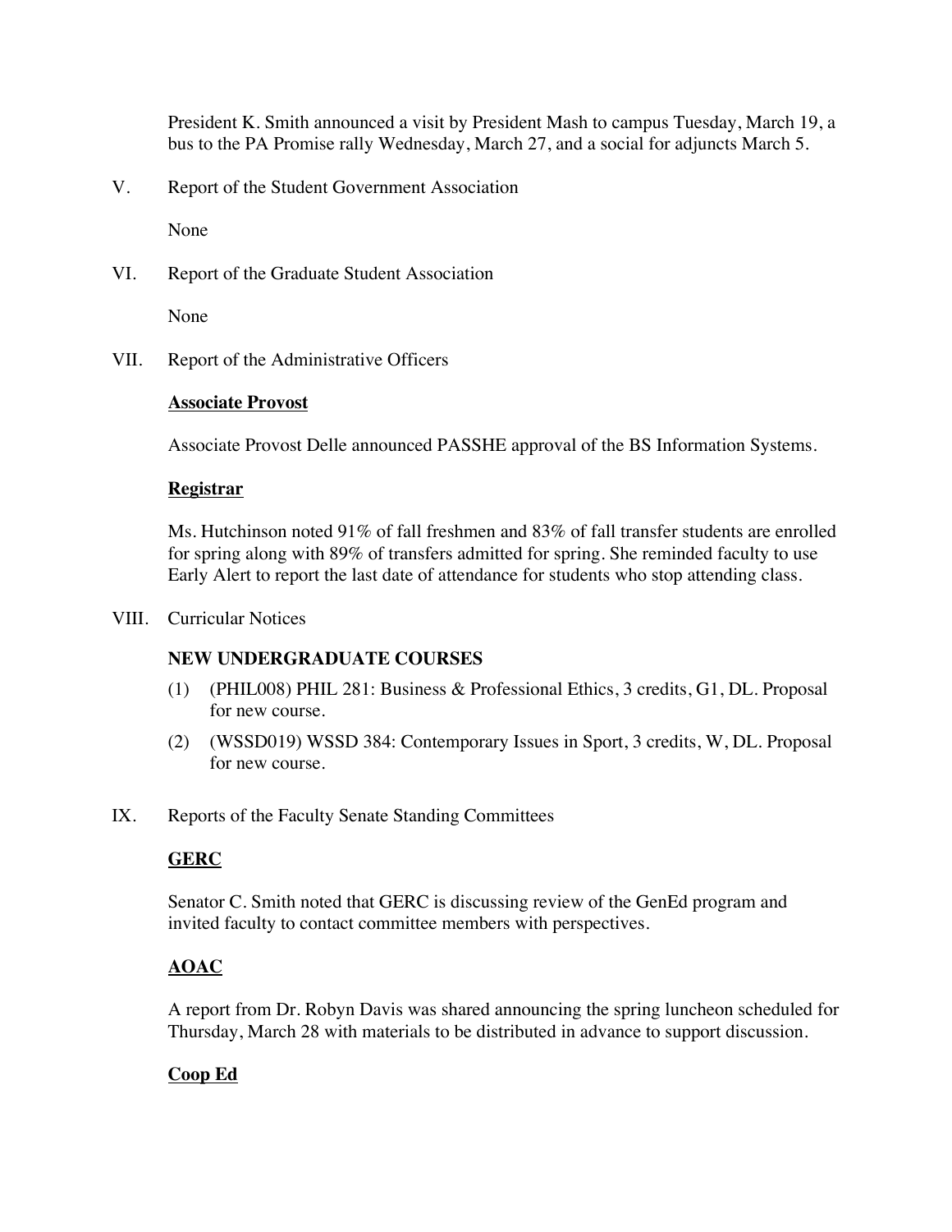President K. Smith announced a visit by President Mash to campus Tuesday, March 19, a bus to the PA Promise rally Wednesday, March 27, and a social for adjuncts March 5.

V. Report of the Student Government Association

None

VI. Report of the Graduate Student Association

None

VII. Report of the Administrative Officers

**Associate Provost**

Associate Provost Delle announced PASSHE approval of the BS Information Systems.

**Registrar**

Ms. Hutchinson noted 91% of fall freshmen and 83% of fall transfer students are enrolled for spring along with 89% of transfers admitted for spring. She reminded faculty to use Early Alert to report the last date of attendance for students who stop attending class.

VIII. Curricular Notices

**NEW UNDERGRADUATE COURSES**

(1) (PHIL008) PHIL 281: Business & Professional Ethics, 3 credits, G1, DL. Proposal for new course.

(2) (WSSD019) WSSD 384: Contemporary Issues in Sport, 3 credits, W, DL. Proposal for new course.

IX. Reports of the Faculty Senate Standing Committees

**GERC**

Senator C. Smith noted that GERC is discussing review of the GenEd program and invited faculty to contact committee members with perspectives.

**AOAC**

A report from Dr. Robyn Davis was shared announcing the spring luncheon scheduled for Thursday, March 28 with materials to be distributed in advance to support discussion.

**Coop Ed**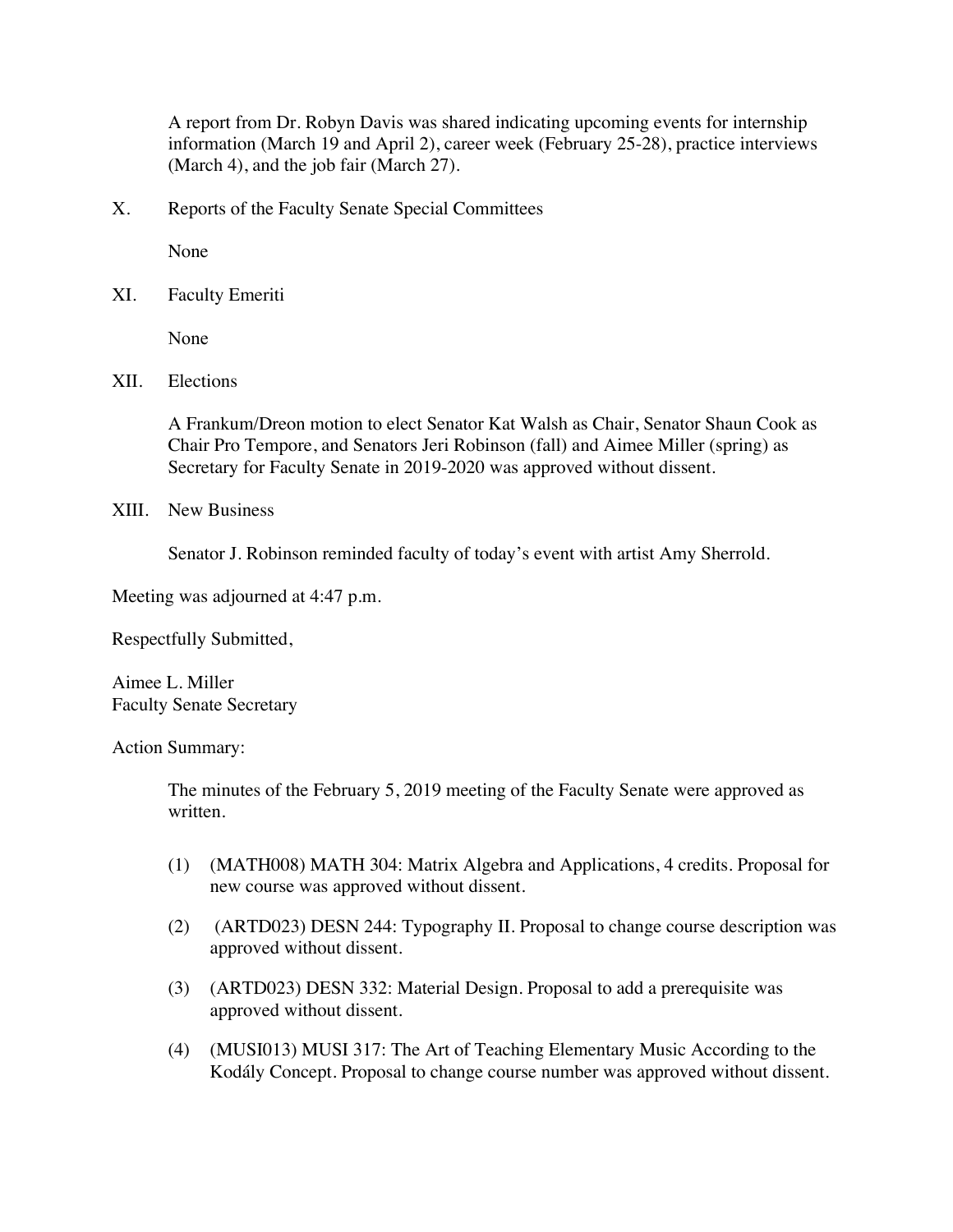A report from Dr. Robyn Davis was shared indicating upcoming events for internship information (March 19 and April 2), career week (February 25-28), practice interviews (March 4), and the job fair (March 27).

X. Reports of the Faculty Senate Special Committees

None

XI. Faculty Emeriti

None

XII. Elections

A Frankum/Dreon motion to elect Senator Kat Walsh as Chair, Senator Shaun Cook as Chair Pro Tempore, and Senators Jeri Robinson (fall) and Aimee Miller (spring) as Secretary for Faculty Senate in 2019-2020 was approved without dissent.

XIII. New Business

Senator J. Robinson reminded faculty of today's event with artist Amy Sherrold.

Meeting was adjourned at 4:47 p.m.

Respectfully Submitted,

Aimee L. Miller
Faculty Senate Secretary

Action Summary:

The minutes of the February 5, 2019 meeting of the Faculty Senate were approved as written.

(1) (MATH008) MATH 304: Matrix Algebra and Applications, 4 credits. Proposal for new course was approved without dissent.

(2) (ARTD023) DESN 244: Typography II. Proposal to change course description was approved without dissent.

(3) (ARTD023) DESN 332: Material Design. Proposal to add a prerequisite was approved without dissent.

(4) (MUSI013) MUSI 317: The Art of Teaching Elementary Music According to the Kodály Concept. Proposal to change course number was approved without dissent.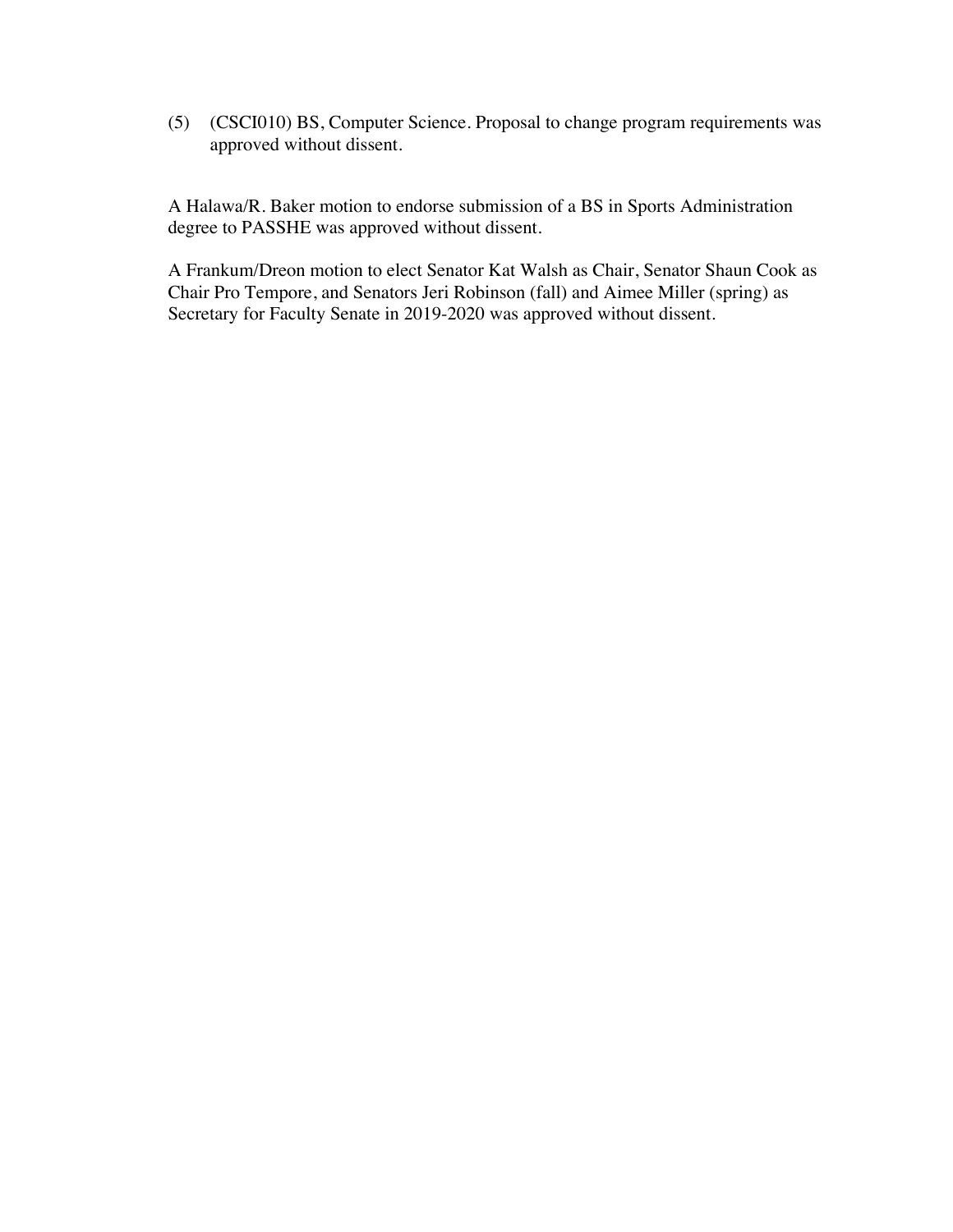(5) (CSCI010) BS, Computer Science. Proposal to change program requirements was approved without dissent.

A Halawa/R. Baker motion to endorse submission of a BS in Sports Administration degree to PASSHE was approved without dissent.

A Frankum/Dreon motion to elect Senator Kat Walsh as Chair, Senator Shaun Cook as Chair Pro Tempore, and Senators Jeri Robinson (fall) and Aimee Miller (spring) as Secretary for Faculty Senate in 2019-2020 was approved without dissent.